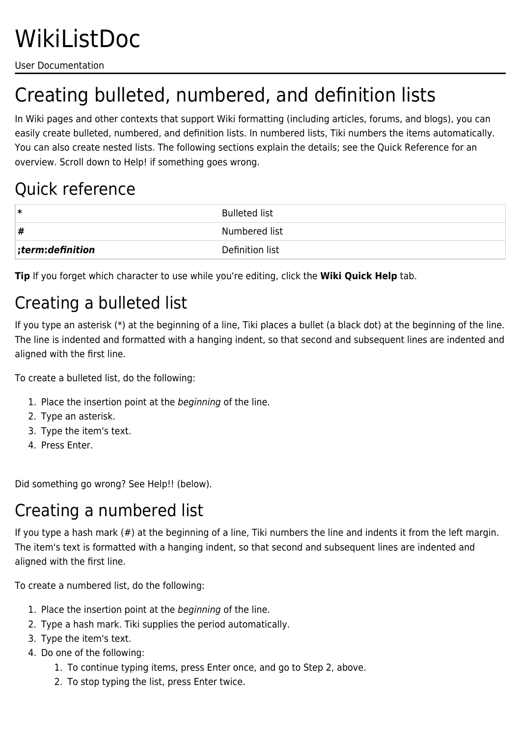# WikiListDoc

User Documentation

# Creating bulleted, numbered, and definition lists

In Wiki pages and other contexts that support Wiki formatting (including articles, forums, and blogs), you can easily create bulleted, numbered, and definition lists. In numbered lists, Tiki numbers the items automatically. You can also create nested lists. The following sections explain the details; see the Quick Reference for an overview. Scroll down to Help! if something goes wrong.

## Quick reference

| | |
|---|---|
| **\*** | Bulleted list |
| **#** | Numbered list |
| **;*term*:*definition*** | Definition list |

**Tip** If you forget which character to use while you're editing, click the **Wiki Quick Help** tab.

## Creating a bulleted list

If you type an asterisk (*) at the beginning of a line, Tiki places a bullet (a black dot) at the beginning of the line. The line is indented and formatted with a hanging indent, so that second and subsequent lines are indented and aligned with the first line.

To create a bulleted list, do the following:

1. Place the insertion point at the *beginning* of the line.
2. Type an asterisk.
3. Type the item's text.
4. Press Enter.

Did something go wrong? See Help!! (below).

## Creating a numbered list

If you type a hash mark (#) at the beginning of a line, Tiki numbers the line and indents it from the left margin. The item's text is formatted with a hanging indent, so that second and subsequent lines are indented and aligned with the first line.

To create a numbered list, do the following:

1. Place the insertion point at the *beginning* of the line.
2. Type a hash mark. Tiki supplies the period automatically.
3. Type the item's text.
4. Do one of the following:
    1. To continue typing items, press Enter once, and go to Step 2, above.
    2. To stop typing the list, press Enter twice.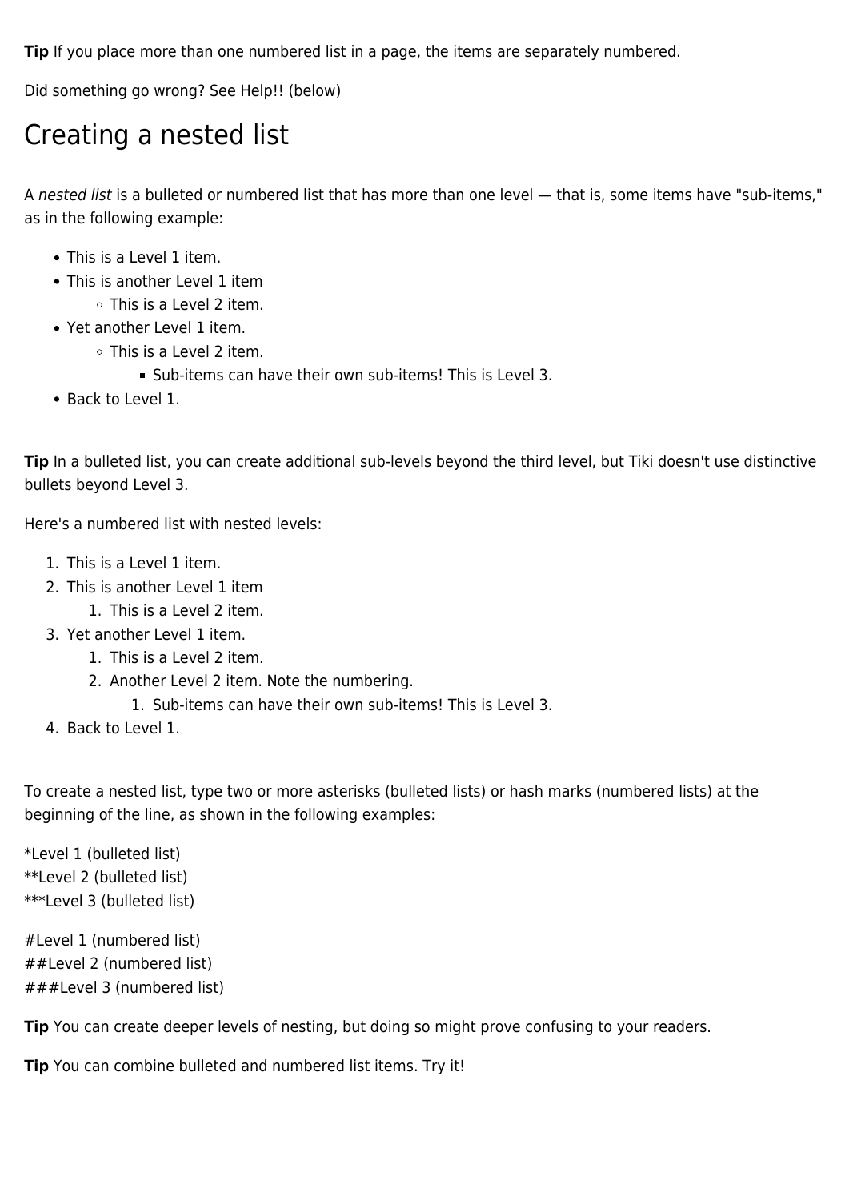**Tip** If you place more than one numbered list in a page, the items are separately numbered.

Did something go wrong? See Help!! (below)

# Creating a nested list

A *nested list* is a bulleted or numbered list that has more than one level — that is, some items have "sub-items," as in the following example:

- This is a Level 1 item.
- This is another Level 1 item
  - This is a Level 2 item.
- Yet another Level 1 item.
  - This is a Level 2 item.
    - Sub-items can have their own sub-items! This is Level 3.
- Back to Level 1.

**Tip** In a bulleted list, you can create additional sub-levels beyond the third level, but Tiki doesn't use distinctive bullets beyond Level 3.

Here's a numbered list with nested levels:

1. This is a Level 1 item.
2. This is another Level 1 item
   1. This is a Level 2 item.
3. Yet another Level 1 item.
   1. This is a Level 2 item.
   2. Another Level 2 item. Note the numbering.
      1. Sub-items can have their own sub-items! This is Level 3.
4. Back to Level 1.

To create a nested list, type two or more asterisks (bulleted lists) or hash marks (numbered lists) at the beginning of the line, as shown in the following examples:

```
*Level 1 (bulleted list)
**Level 2 (bulleted list)
***Level 3 (bulleted list)
```

```
#Level 1 (numbered list)
##Level 2 (numbered list)
###Level 3 (numbered list)
```

**Tip** You can create deeper levels of nesting, but doing so might prove confusing to your readers.

**Tip** You can combine bulleted and numbered list items. Try it!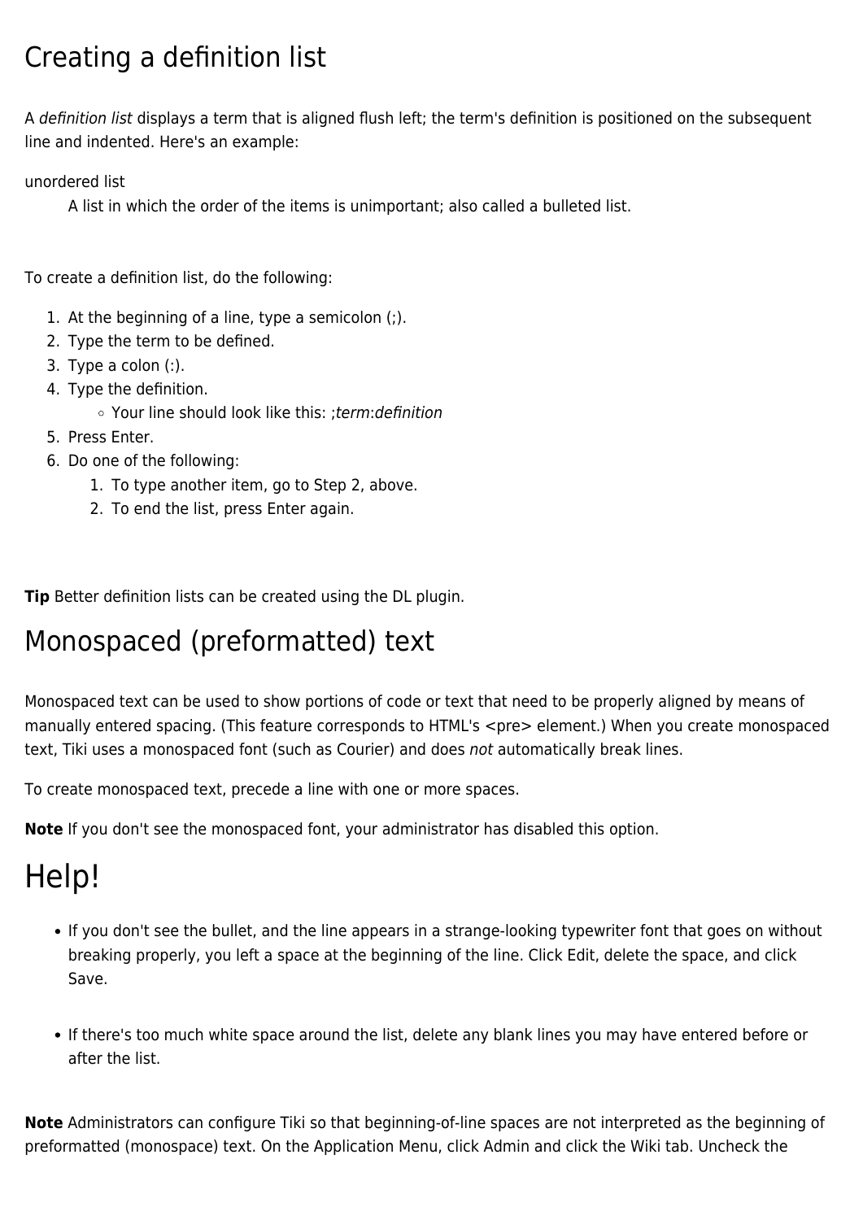# Creating a definition list

A *definition list* displays a term that is aligned flush left; the term's definition is positioned on the subsequent line and indented. Here's an example:

unordered list
: A list in which the order of the items is unimportant; also called a bulleted list.

To create a definition list, do the following:

1. At the beginning of a line, type a semicolon (;).
2. Type the term to be defined.
3. Type a colon (:).
4. Type the definition.
    - Your line should look like this: ;*term*:*definition*
5. Press Enter.
6. Do one of the following:
    1. To type another item, go to Step 2, above.
    2. To end the list, press Enter again.

**Tip** Better definition lists can be created using the DL plugin.

# Monospaced (preformatted) text

Monospaced text can be used to show portions of code or text that need to be properly aligned by means of manually entered spacing. (This feature corresponds to HTML's <pre> element.) When you create monospaced text, Tiki uses a monospaced font (such as Courier) and does *not* automatically break lines.

To create monospaced text, precede a line with one or more spaces.

**Note** If you don't see the monospaced font, your administrator has disabled this option.

# Help!

- If you don't see the bullet, and the line appears in a strange-looking typewriter font that goes on without breaking properly, you left a space at the beginning of the line. Click Edit, delete the space, and click Save.

- If there's too much white space around the list, delete any blank lines you may have entered before or after the list.

**Note** Administrators can configure Tiki so that beginning-of-line spaces are not interpreted as the beginning of preformatted (monospace) text. On the Application Menu, click Admin and click the Wiki tab. Uncheck the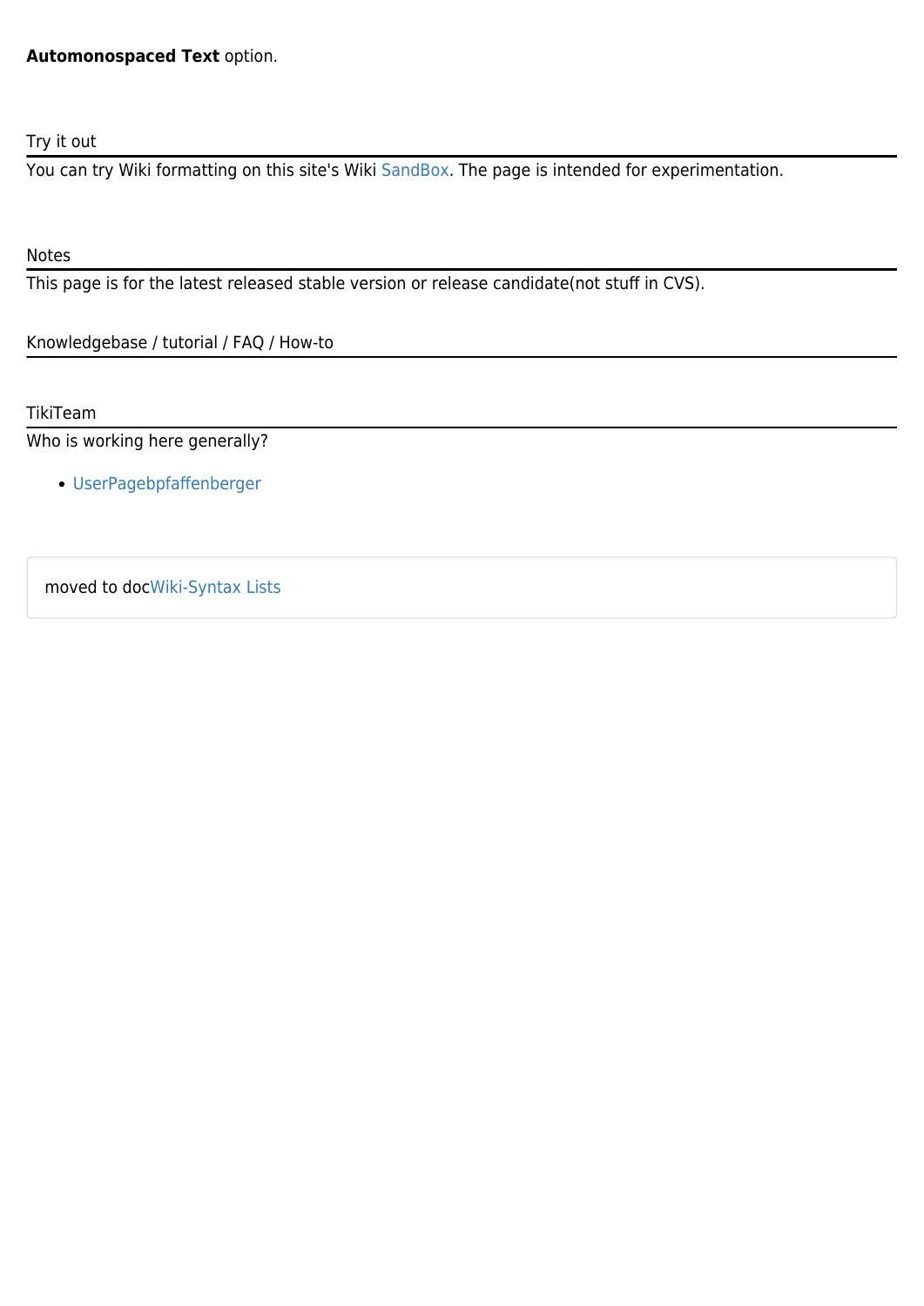**Automonospaced Text** option.

## Try it out

You can try Wiki formatting on this site's Wiki SandBox. The page is intended for experimentation.

## Notes

This page is for the latest released stable version or release candidate(not stuff in CVS).

## Knowledgebase / tutorial / FAQ / How-to

## TikiTeam

Who is working here generally?

- UserPagebpfaffenberger

moved to docWiki-Syntax Lists